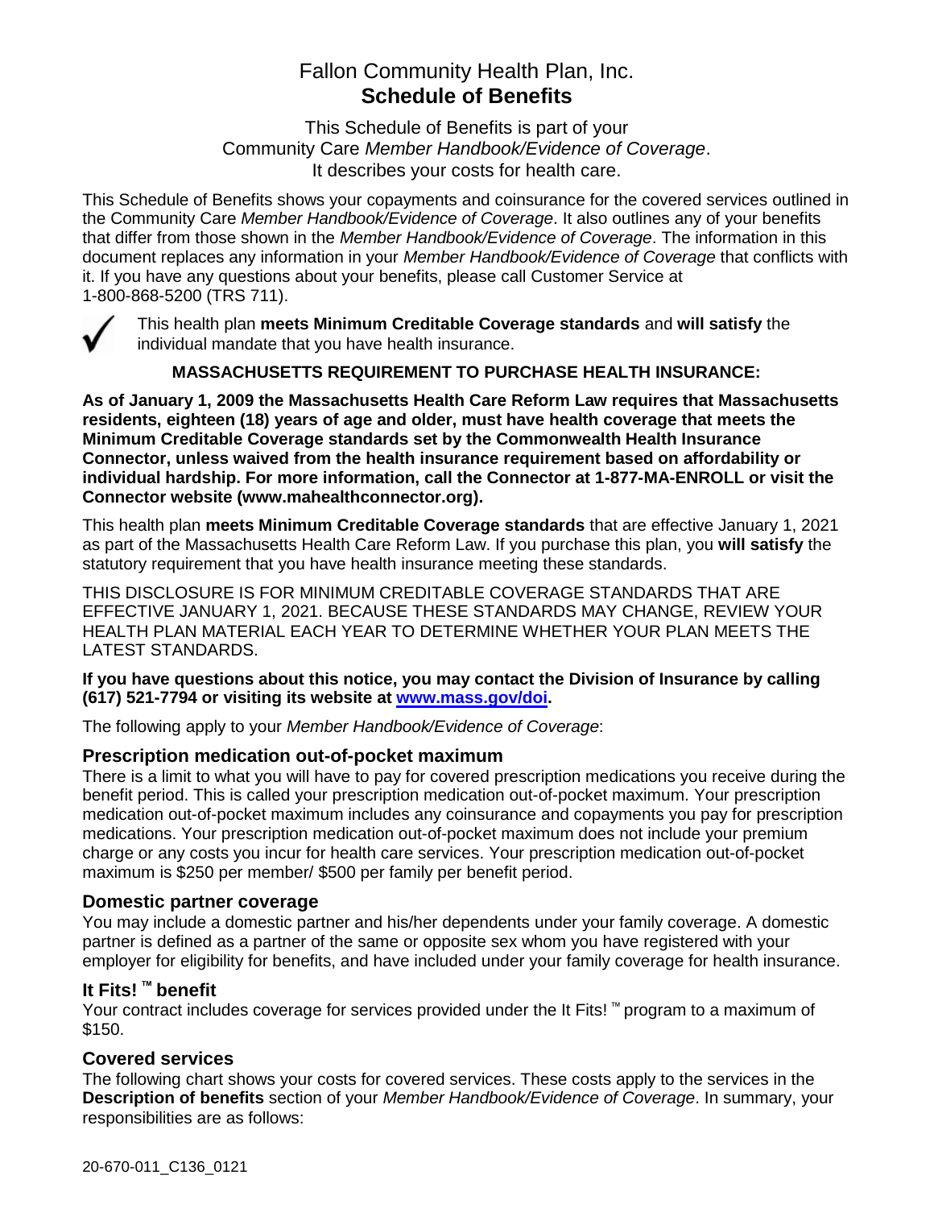# Fallon Community Health Plan, Inc.
# Schedule of Benefits

This Schedule of Benefits is part of your
Community Care *Member Handbook/Evidence of Coverage*.
It describes your costs for health care.

This Schedule of Benefits shows your copayments and coinsurance for the covered services outlined in the Community Care *Member Handbook/Evidence of Coverage*. It also outlines any of your benefits that differ from those shown in the *Member Handbook/Evidence of Coverage*. The information in this document replaces any information in your *Member Handbook/Evidence of Coverage* that conflicts with it. If you have any questions about your benefits, please call Customer Service at 1-800-868-5200 (TRS 711).

✓ This health plan **meets Minimum Creditable Coverage standards** and **will satisfy** the individual mandate that you have health insurance.

**MASSACHUSETTS REQUIREMENT TO PURCHASE HEALTH INSURANCE:**

**As of January 1, 2009 the Massachusetts Health Care Reform Law requires that Massachusetts residents, eighteen (18) years of age and older, must have health coverage that meets the Minimum Creditable Coverage standards set by the Commonwealth Health Insurance Connector, unless waived from the health insurance requirement based on affordability or individual hardship. For more information, call the Connector at 1-877-MA-ENROLL or visit the Connector website (www.mahealthconnector.org).**

This health plan **meets Minimum Creditable Coverage standards** that are effective January 1, 2021 as part of the Massachusetts Health Care Reform Law. If you purchase this plan, you **will satisfy** the statutory requirement that you have health insurance meeting these standards.

THIS DISCLOSURE IS FOR MINIMUM CREDITABLE COVERAGE STANDARDS THAT ARE EFFECTIVE JANUARY 1, 2021. BECAUSE THESE STANDARDS MAY CHANGE, REVIEW YOUR HEALTH PLAN MATERIAL EACH YEAR TO DETERMINE WHETHER YOUR PLAN MEETS THE LATEST STANDARDS.

**If you have questions about this notice, you may contact the Division of Insurance by calling (617) 521-7794 or visiting its website at www.mass.gov/doi.**

The following apply to your *Member Handbook/Evidence of Coverage*:

## Prescription medication out-of-pocket maximum

There is a limit to what you will have to pay for covered prescription medications you receive during the benefit period. This is called your prescription medication out-of-pocket maximum. Your prescription medication out-of-pocket maximum includes any coinsurance and copayments you pay for prescription medications. Your prescription medication out-of-pocket maximum does not include your premium charge or any costs you incur for health care services. Your prescription medication out-of-pocket maximum is $250 per member/ $500 per family per benefit period.

## Domestic partner coverage

You may include a domestic partner and his/her dependents under your family coverage. A domestic partner is defined as a partner of the same or opposite sex whom you have registered with your employer for eligibility for benefits, and have included under your family coverage for health insurance.

## It Fits! ™ benefit

Your contract includes coverage for services provided under the It Fits! ™ program to a maximum of $150.

## Covered services

The following chart shows your costs for covered services. These costs apply to the services in the **Description of benefits** section of your *Member Handbook/Evidence of Coverage*. In summary, your responsibilities are as follows:

20-670-011_C136_0121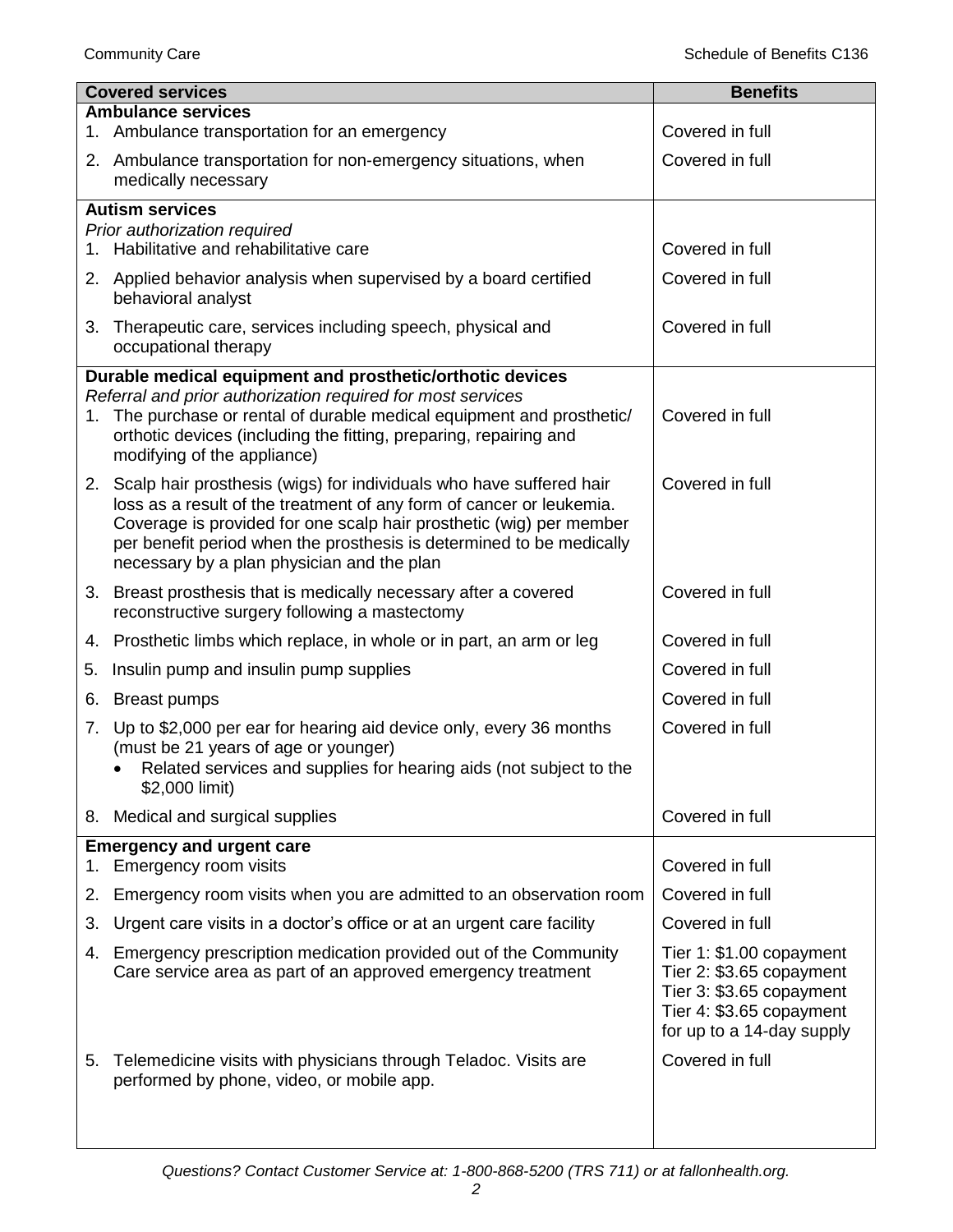| Covered services | Benefits |
|---|---|
| **Ambulance services** | |
| 1. Ambulance transportation for an emergency | Covered in full |
| 2. Ambulance transportation for non-emergency situations, when medically necessary | Covered in full |
| **Autism services**<br>*Prior authorization required* | |
| 1. Habilitative and rehabilitative care | Covered in full |
| 2. Applied behavior analysis when supervised by a board certified behavioral analyst | Covered in full |
| 3. Therapeutic care, services including speech, physical and occupational therapy | Covered in full |
| **Durable medical equipment and prosthetic/orthotic devices**<br>*Referral and prior authorization required for most services* | |
| 1. The purchase or rental of durable medical equipment and prosthetic/orthotic devices (including the fitting, preparing, repairing and modifying of the appliance) | Covered in full |
| 2. Scalp hair prosthesis (wigs) for individuals who have suffered hair loss as a result of the treatment of any form of cancer or leukemia. Coverage is provided for one scalp hair prosthetic (wig) per member per benefit period when the prosthesis is determined to be medically necessary by a plan physician and the plan | Covered in full |
| 3. Breast prosthesis that is medically necessary after a covered reconstructive surgery following a mastectomy | Covered in full |
| 4. Prosthetic limbs which replace, in whole or in part, an arm or leg | Covered in full |
| 5. Insulin pump and insulin pump supplies | Covered in full |
| 6. Breast pumps | Covered in full |
| 7. Up to $2,000 per ear for hearing aid device only, every 36 months (must be 21 years of age or younger)<br>• Related services and supplies for hearing aids (not subject to the $2,000 limit) | Covered in full |
| 8. Medical and surgical supplies | Covered in full |
| **Emergency and urgent care** | |
| 1. Emergency room visits | Covered in full |
| 2. Emergency room visits when you are admitted to an observation room | Covered in full |
| 3. Urgent care visits in a doctor's office or at an urgent care facility | Covered in full |
| 4. Emergency prescription medication provided out of the Community Care service area as part of an approved emergency treatment | Tier 1: $1.00 copayment<br>Tier 2: $3.65 copayment<br>Tier 3: $3.65 copayment<br>Tier 4: $3.65 copayment<br>for up to a 14-day supply |
| 5. Telemedicine visits with physicians through Teladoc. Visits are performed by phone, video, or mobile app. | Covered in full |

*Questions? Contact Customer Service at: 1-800-868-5200 (TRS 711) or at fallonhealth.org.*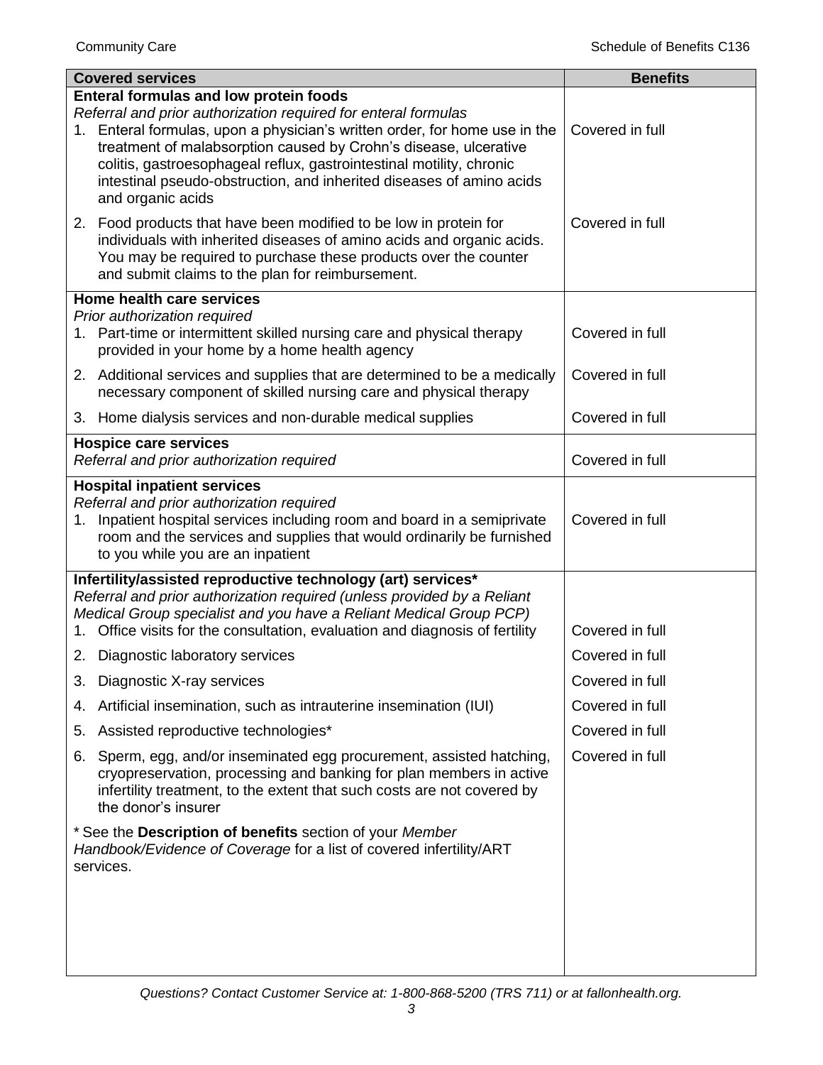| Covered services | Benefits |
|---|---|
| **Enteral formulas and low protein foods**<br>*Referral and prior authorization required for enteral formulas*<br>1. Enteral formulas, upon a physician's written order, for home use in the treatment of malabsorption caused by Crohn's disease, ulcerative colitis, gastroesophageal reflux, gastrointestinal motility, chronic intestinal pseudo-obstruction, and inherited diseases of amino acids and organic acids | Covered in full |
| 2. Food products that have been modified to be low in protein for individuals with inherited diseases of amino acids and organic acids. You may be required to purchase these products over the counter and submit claims to the plan for reimbursement. | Covered in full |
| **Home health care services**<br>*Prior authorization required*<br>1. Part-time or intermittent skilled nursing care and physical therapy provided in your home by a home health agency | Covered in full |
| 2. Additional services and supplies that are determined to be a medically necessary component of skilled nursing care and physical therapy | Covered in full |
| 3. Home dialysis services and non-durable medical supplies | Covered in full |
| **Hospice care services**<br>*Referral and prior authorization required* | Covered in full |
| **Hospital inpatient services**<br>*Referral and prior authorization required*<br>1. Inpatient hospital services including room and board in a semiprivate room and the services and supplies that would ordinarily be furnished to you while you are an inpatient | Covered in full |
| **Infertility/assisted reproductive technology (art) services***<br>*Referral and prior authorization required (unless provided by a Reliant Medical Group specialist and you have a Reliant Medical Group PCP)*<br>1. Office visits for the consultation, evaluation and diagnosis of fertility | Covered in full |
| 2. Diagnostic laboratory services | Covered in full |
| 3. Diagnostic X-ray services | Covered in full |
| 4. Artificial insemination, such as intrauterine insemination (IUI) | Covered in full |
| 5. Assisted reproductive technologies* | Covered in full |
| 6. Sperm, egg, and/or inseminated egg procurement, assisted hatching, cryopreservation, processing and banking for plan members in active infertility treatment, to the extent that such costs are not covered by the donor's insurer | Covered in full |
| * See the **Description of benefits** section of your *Member Handbook/Evidence of Coverage* for a list of covered infertility/ART services. | |

*Questions? Contact Customer Service at: 1-800-868-5200 (TRS 711) or at fallonhealth.org.*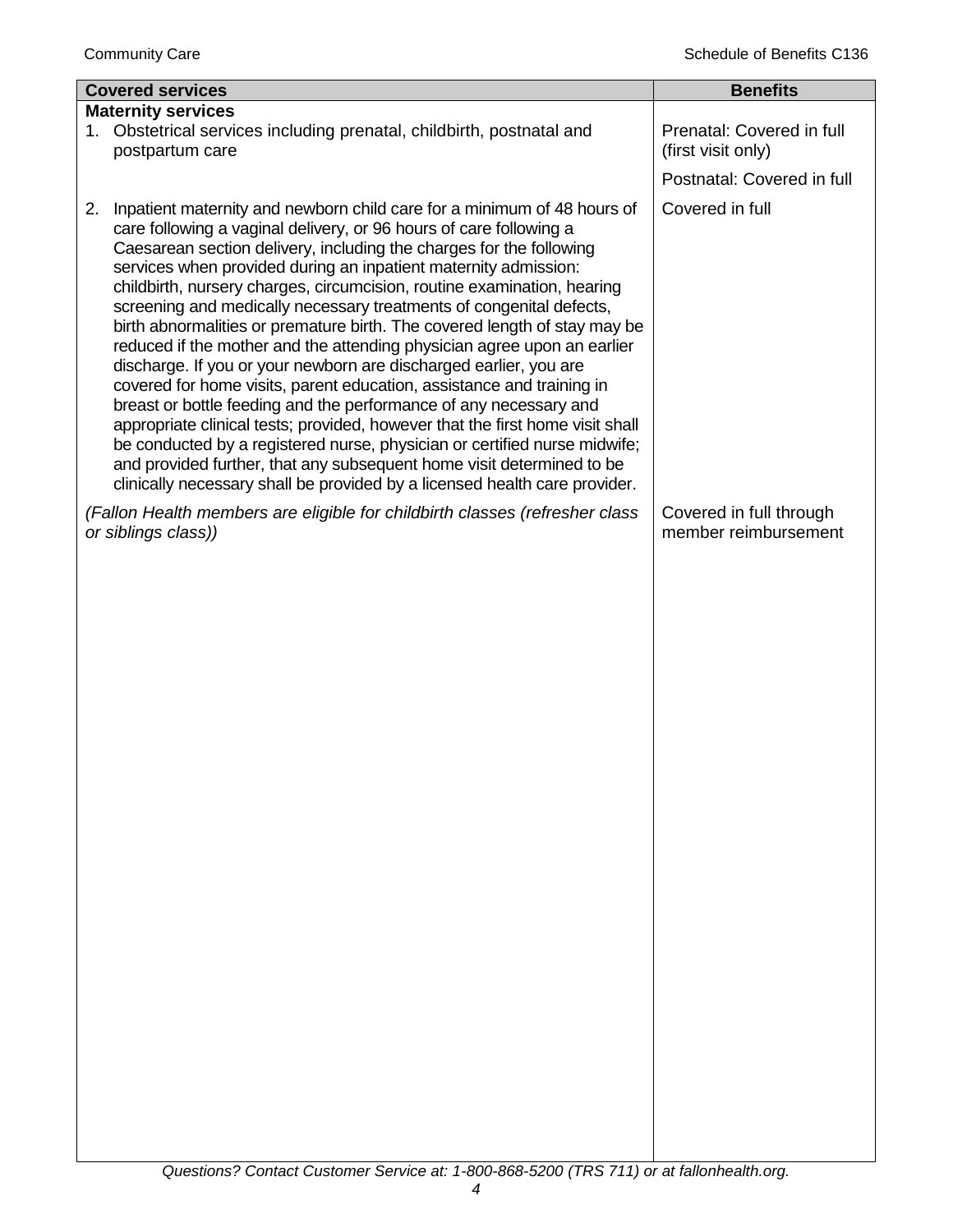| Covered services | Benefits |
|---|---|
| **Maternity services** | |
| 1. Obstetrical services including prenatal, childbirth, postnatal and postpartum care | Prenatal: Covered in full (first visit only)<br>Postnatal: Covered in full |
| 2. Inpatient maternity and newborn child care for a minimum of 48 hours of care following a vaginal delivery, or 96 hours of care following a Caesarean section delivery, including the charges for the following services when provided during an inpatient maternity admission: childbirth, nursery charges, circumcision, routine examination, hearing screening and medically necessary treatments of congenital defects, birth abnormalities or premature birth. The covered length of stay may be reduced if the mother and the attending physician agree upon an earlier discharge. If you or your newborn are discharged earlier, you are covered for home visits, parent education, assistance and training in breast or bottle feeding and the performance of any necessary and appropriate clinical tests; provided, however that the first home visit shall be conducted by a registered nurse, physician or certified nurse midwife; and provided further, that any subsequent home visit determined to be clinically necessary shall be provided by a licensed health care provider. | Covered in full |
| *(Fallon Health members are eligible for childbirth classes (refresher class or siblings class))* | Covered in full through member reimbursement |

*Questions? Contact Customer Service at: 1-800-868-5200 (TRS 711) or at fallonhealth.org.*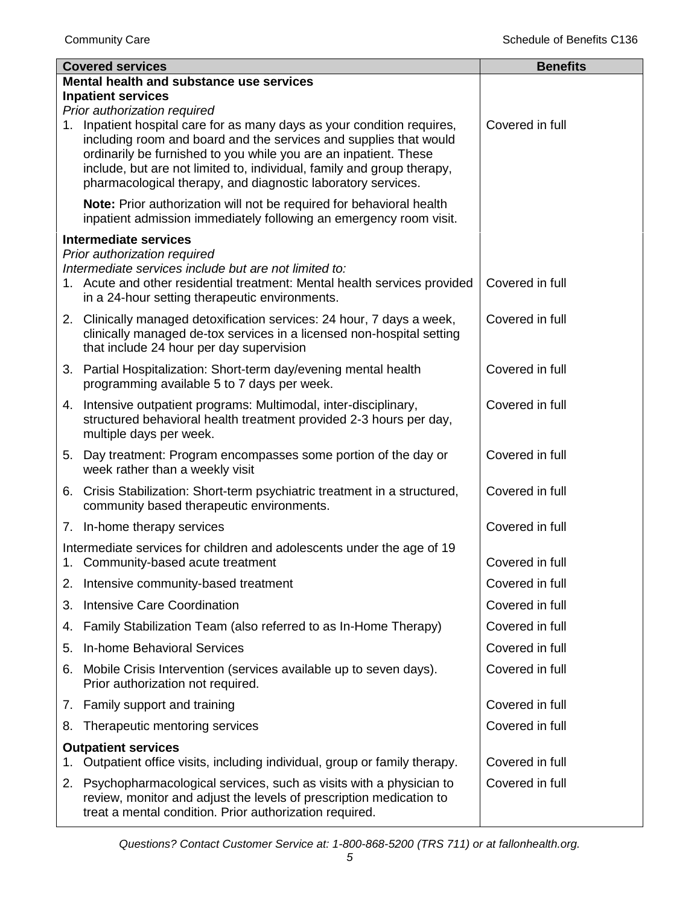| Covered services | Benefits |
|---|---|
| **Mental health and substance use services** | |
| **Inpatient services** | |
| *Prior authorization required* | |
| 1. Inpatient hospital care for as many days as your condition requires, including room and board and the services and supplies that would ordinarily be furnished to you while you are an inpatient. These include, but are not limited to, individual, family and group therapy, pharmacological therapy, and diagnostic laboratory services. | Covered in full |
| **Note:** Prior authorization will not be required for behavioral health inpatient admission immediately following an emergency room visit. | |
| **Intermediate services** | |
| *Prior authorization required* | |
| *Intermediate services include but are not limited to:* | |
| 1. Acute and other residential treatment: Mental health services provided in a 24-hour setting therapeutic environments. | Covered in full |
| 2. Clinically managed detoxification services: 24 hour, 7 days a week, clinically managed de-tox services in a licensed non-hospital setting that include 24 hour per day supervision | Covered in full |
| 3. Partial Hospitalization: Short-term day/evening mental health programming available 5 to 7 days per week. | Covered in full |
| 4. Intensive outpatient programs: Multimodal, inter-disciplinary, structured behavioral health treatment provided 2-3 hours per day, multiple days per week. | Covered in full |
| 5. Day treatment: Program encompasses some portion of the day or week rather than a weekly visit | Covered in full |
| 6. Crisis Stabilization: Short-term psychiatric treatment in a structured, community based therapeutic environments. | Covered in full |
| 7. In-home therapy services | Covered in full |
| Intermediate services for children and adolescents under the age of 19 | |
| 1. Community-based acute treatment | Covered in full |
| 2. Intensive community-based treatment | Covered in full |
| 3. Intensive Care Coordination | Covered in full |
| 4. Family Stabilization Team (also referred to as In-Home Therapy) | Covered in full |
| 5. In-home Behavioral Services | Covered in full |
| 6. Mobile Crisis Intervention (services available up to seven days). Prior authorization not required. | Covered in full |
| 7. Family support and training | Covered in full |
| 8. Therapeutic mentoring services | Covered in full |
| **Outpatient services** | |
| 1. Outpatient office visits, including individual, group or family therapy. | Covered in full |
| 2. Psychopharmacological services, such as visits with a physician to review, monitor and adjust the levels of prescription medication to treat a mental condition. Prior authorization required. | Covered in full |

*Questions? Contact Customer Service at: 1-800-868-5200 (TRS 711) or at fallonhealth.org.*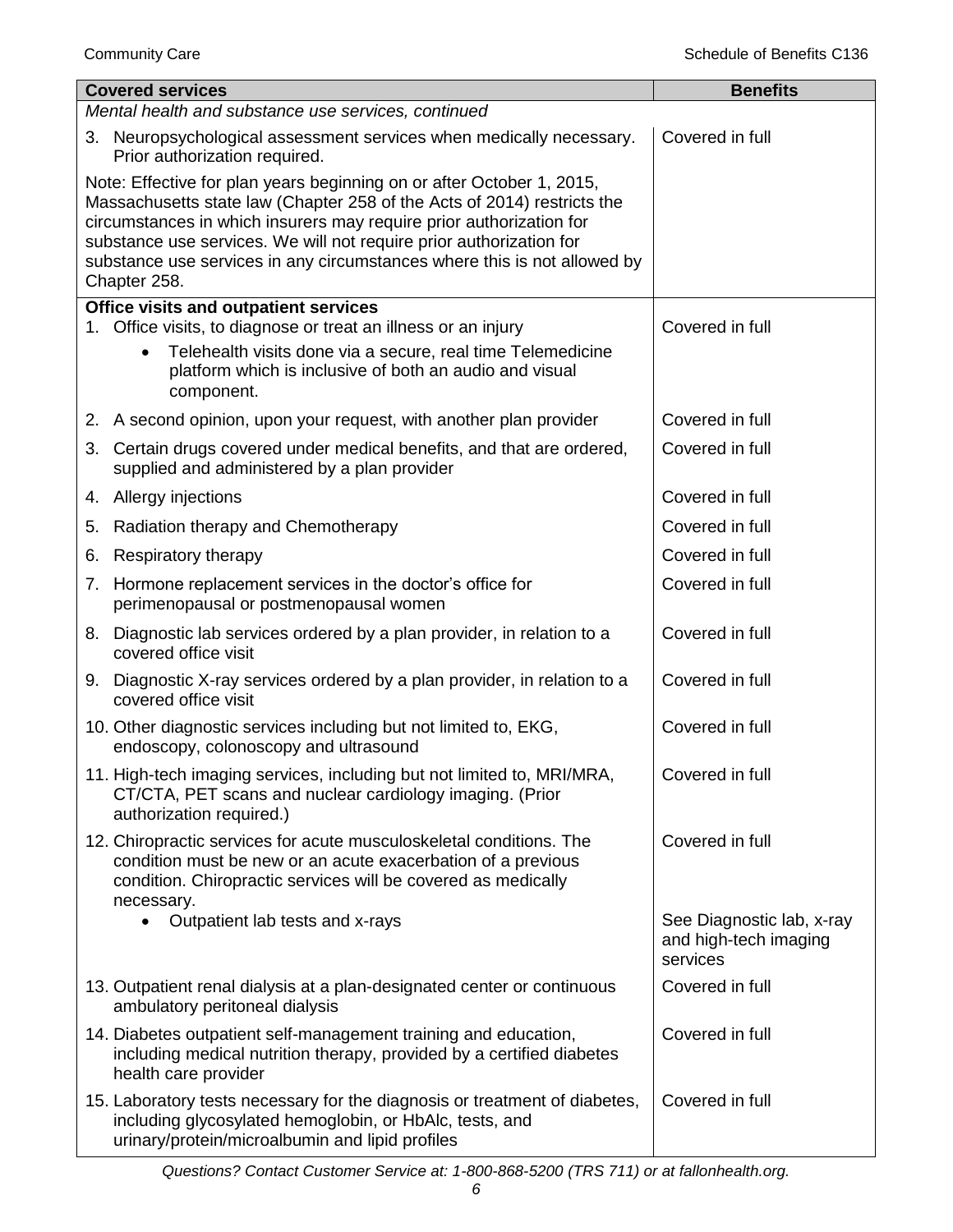| Covered services | Benefits |
|---|---|
| *Mental health and substance use services, continued* | |
| 3. Neuropsychological assessment services when medically necessary. Prior authorization required. | Covered in full |
| Note: Effective for plan years beginning on or after October 1, 2015, Massachusetts state law (Chapter 258 of the Acts of 2014) restricts the circumstances in which insurers may require prior authorization for substance use services. We will not require prior authorization for substance use services in any circumstances where this is not allowed by Chapter 258. | |
| **Office visits and outpatient services** | |
| 1. Office visits, to diagnose or treat an illness or an injury<br>• Telehealth visits done via a secure, real time Telemedicine platform which is inclusive of both an audio and visual component. | Covered in full |
| 2. A second opinion, upon your request, with another plan provider | Covered in full |
| 3. Certain drugs covered under medical benefits, and that are ordered, supplied and administered by a plan provider | Covered in full |
| 4. Allergy injections | Covered in full |
| 5. Radiation therapy and Chemotherapy | Covered in full |
| 6. Respiratory therapy | Covered in full |
| 7. Hormone replacement services in the doctor's office for perimenopausal or postmenopausal women | Covered in full |
| 8. Diagnostic lab services ordered by a plan provider, in relation to a covered office visit | Covered in full |
| 9. Diagnostic X-ray services ordered by a plan provider, in relation to a covered office visit | Covered in full |
| 10. Other diagnostic services including but not limited to, EKG, endoscopy, colonoscopy and ultrasound | Covered in full |
| 11. High-tech imaging services, including but not limited to, MRI/MRA, CT/CTA, PET scans and nuclear cardiology imaging. (Prior authorization required.) | Covered in full |
| 12. Chiropractic services for acute musculoskeletal conditions. The condition must be new or an acute exacerbation of a previous condition. Chiropractic services will be covered as medically necessary. | Covered in full |
| • Outpatient lab tests and x-rays | See Diagnostic lab, x-ray and high-tech imaging services |
| 13. Outpatient renal dialysis at a plan-designated center or continuous ambulatory peritoneal dialysis | Covered in full |
| 14. Diabetes outpatient self-management training and education, including medical nutrition therapy, provided by a certified diabetes health care provider | Covered in full |
| 15. Laboratory tests necessary for the diagnosis or treatment of diabetes, including glycosylated hemoglobin, or HbAlc, tests, and urinary/protein/microalbumin and lipid profiles | Covered in full |

*Questions? Contact Customer Service at: 1-800-868-5200 (TRS 711) or at fallonhealth.org.*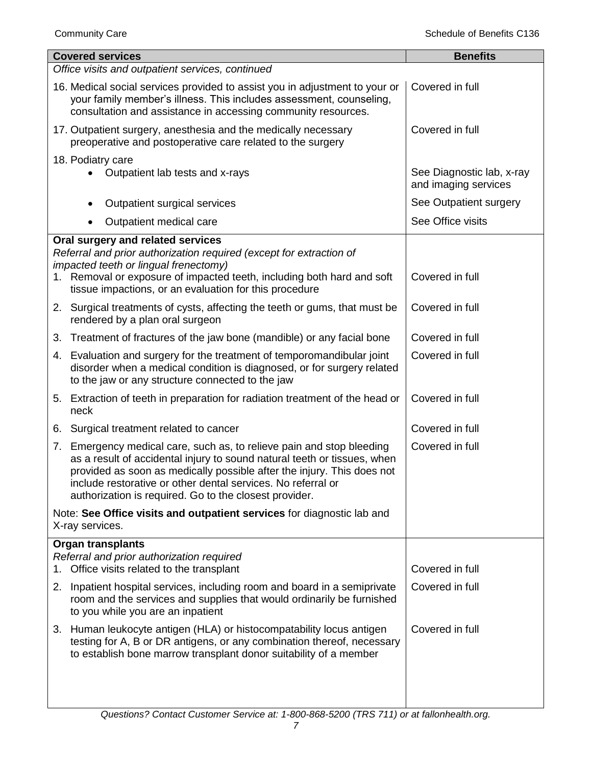| Covered services | Benefits |
|---|---|
| *Office visits and outpatient services, continued* | |
| 16. Medical social services provided to assist you in adjustment to your or your family member's illness. This includes assessment, counseling, consultation and assistance in accessing community resources. | Covered in full |
| 17. Outpatient surgery, anesthesia and the medically necessary preoperative and postoperative care related to the surgery | Covered in full |
| 18. Podiatry care | |
| • Outpatient lab tests and x-rays | See Diagnostic lab, x-ray and imaging services |
| • Outpatient surgical services | See Outpatient surgery |
| • Outpatient medical care | See Office visits |
| **Oral surgery and related services**<br>*Referral and prior authorization required (except for extraction of impacted teeth or lingual frenectomy)* | |
| 1. Removal or exposure of impacted teeth, including both hard and soft tissue impactions, or an evaluation for this procedure | Covered in full |
| 2. Surgical treatments of cysts, affecting the teeth or gums, that must be rendered by a plan oral surgeon | Covered in full |
| 3. Treatment of fractures of the jaw bone (mandible) or any facial bone | Covered in full |
| 4. Evaluation and surgery for the treatment of temporomandibular joint disorder when a medical condition is diagnosed, or for surgery related to the jaw or any structure connected to the jaw | Covered in full |
| 5. Extraction of teeth in preparation for radiation treatment of the head or neck | Covered in full |
| 6. Surgical treatment related to cancer | Covered in full |
| 7. Emergency medical care, such as, to relieve pain and stop bleeding as a result of accidental injury to sound natural teeth or tissues, when provided as soon as medically possible after the injury. This does not include restorative or other dental services. No referral or authorization is required. Go to the closest provider. | Covered in full |
| Note: **See Office visits and outpatient services** for diagnostic lab and X-ray services. | |
| **Organ transplants**<br>*Referral and prior authorization required* | |
| 1. Office visits related to the transplant | Covered in full |
| 2. Inpatient hospital services, including room and board in a semiprivate room and the services and supplies that would ordinarily be furnished to you while you are an inpatient | Covered in full |
| 3. Human leukocyte antigen (HLA) or histocompatability locus antigen testing for A, B or DR antigens, or any combination thereof, necessary to establish bone marrow transplant donor suitability of a member | Covered in full |

*Questions? Contact Customer Service at: 1-800-868-5200 (TRS 711) or at fallonhealth.org.*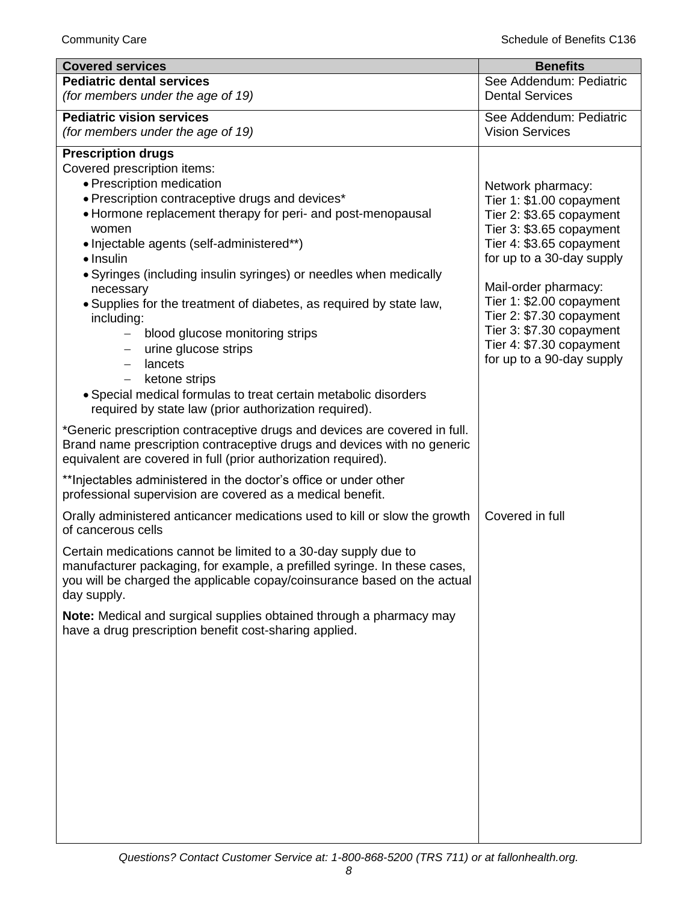| Covered services | Benefits |
|---|---|
| **Pediatric dental services**<br>*(for members under the age of 19)* | See Addendum: Pediatric Dental Services |
| **Pediatric vision services**<br>*(for members under the age of 19)* | See Addendum: Pediatric Vision Services |
| **Prescription drugs**<br>Covered prescription items:<br>• Prescription medication<br>• Prescription contraceptive drugs and devices*<br>• Hormone replacement therapy for peri- and post-menopausal women<br>• Injectable agents (self-administered**)<br>• Insulin<br>• Syringes (including insulin syringes) or needles when medically necessary<br>• Supplies for the treatment of diabetes, as required by state law, including:<br>&nbsp;&nbsp;– blood glucose monitoring strips<br>&nbsp;&nbsp;– urine glucose strips<br>&nbsp;&nbsp;– lancets<br>&nbsp;&nbsp;– ketone strips<br>• Special medical formulas to treat certain metabolic disorders required by state law (prior authorization required).<br><br>*Generic prescription contraceptive drugs and devices are covered in full. Brand name prescription contraceptive drugs and devices with no generic equivalent are covered in full (prior authorization required).<br><br>**Injectables administered in the doctor's office or under other professional supervision are covered as a medical benefit. | Network pharmacy:<br>Tier 1: $1.00 copayment<br>Tier 2: $3.65 copayment<br>Tier 3: $3.65 copayment<br>Tier 4: $3.65 copayment<br>for up to a 30-day supply<br><br>Mail-order pharmacy:<br>Tier 1: $2.00 copayment<br>Tier 2: $7.30 copayment<br>Tier 3: $7.30 copayment<br>Tier 4: $7.30 copayment<br>for up to a 90-day supply |
| Orally administered anticancer medications used to kill or slow the growth of cancerous cells<br><br>Certain medications cannot be limited to a 30-day supply due to manufacturer packaging, for example, a prefilled syringe. In these cases, you will be charged the applicable copay/coinsurance based on the actual day supply.<br><br>**Note:** Medical and surgical supplies obtained through a pharmacy may have a drug prescription benefit cost-sharing applied. | Covered in full |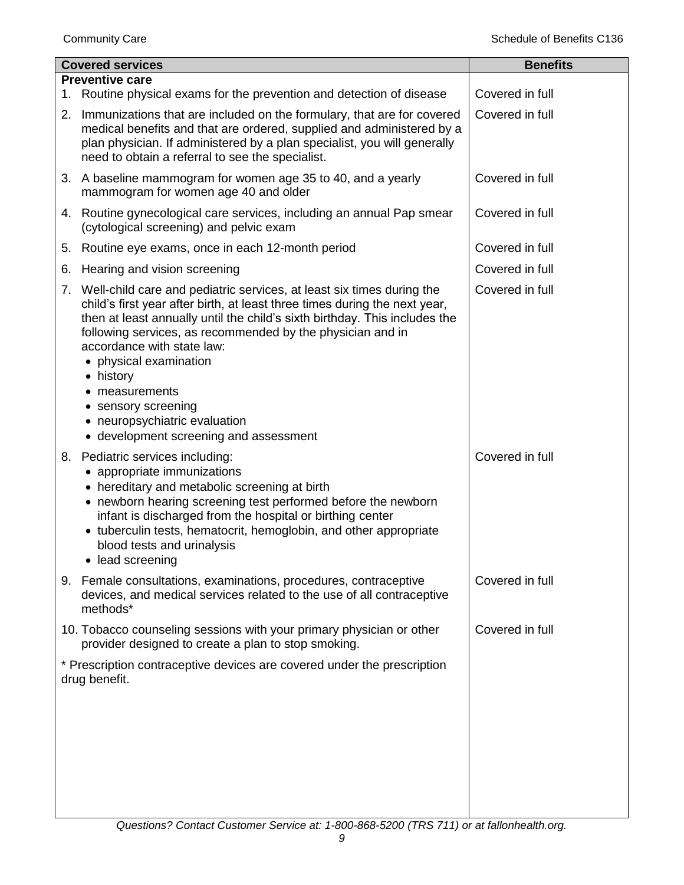| Covered services | Benefits |
|---|---|
| **Preventive care** | |
| 1. Routine physical exams for the prevention and detection of disease | Covered in full |
| 2. Immunizations that are included on the formulary, that are for covered medical benefits and that are ordered, supplied and administered by a plan physician. If administered by a plan specialist, you will generally need to obtain a referral to see the specialist. | Covered in full |
| 3. A baseline mammogram for women age 35 to 40, and a yearly mammogram for women age 40 and older | Covered in full |
| 4. Routine gynecological care services, including an annual Pap smear (cytological screening) and pelvic exam | Covered in full |
| 5. Routine eye exams, once in each 12-month period | Covered in full |
| 6. Hearing and vision screening | Covered in full |
| 7. Well-child care and pediatric services, at least six times during the child's first year after birth, at least three times during the next year, then at least annually until the child's sixth birthday. This includes the following services, as recommended by the physician and in accordance with state law: <br>• physical examination <br>• history <br>• measurements <br>• sensory screening <br>• neuropsychiatric evaluation <br>• development screening and assessment | Covered in full |
| 8. Pediatric services including: <br>• appropriate immunizations <br>• hereditary and metabolic screening at birth <br>• newborn hearing screening test performed before the newborn infant is discharged from the hospital or birthing center <br>• tuberculin tests, hematocrit, hemoglobin, and other appropriate blood tests and urinalysis <br>• lead screening | Covered in full |
| 9. Female consultations, examinations, procedures, contraceptive devices, and medical services related to the use of all contraceptive methods* | Covered in full |
| 10. Tobacco counseling sessions with your primary physician or other provider designed to create a plan to stop smoking. | Covered in full |
| * Prescription contraceptive devices are covered under the prescription drug benefit. | |

*Questions? Contact Customer Service at: 1-800-868-5200 (TRS 711) or at fallonhealth.org.*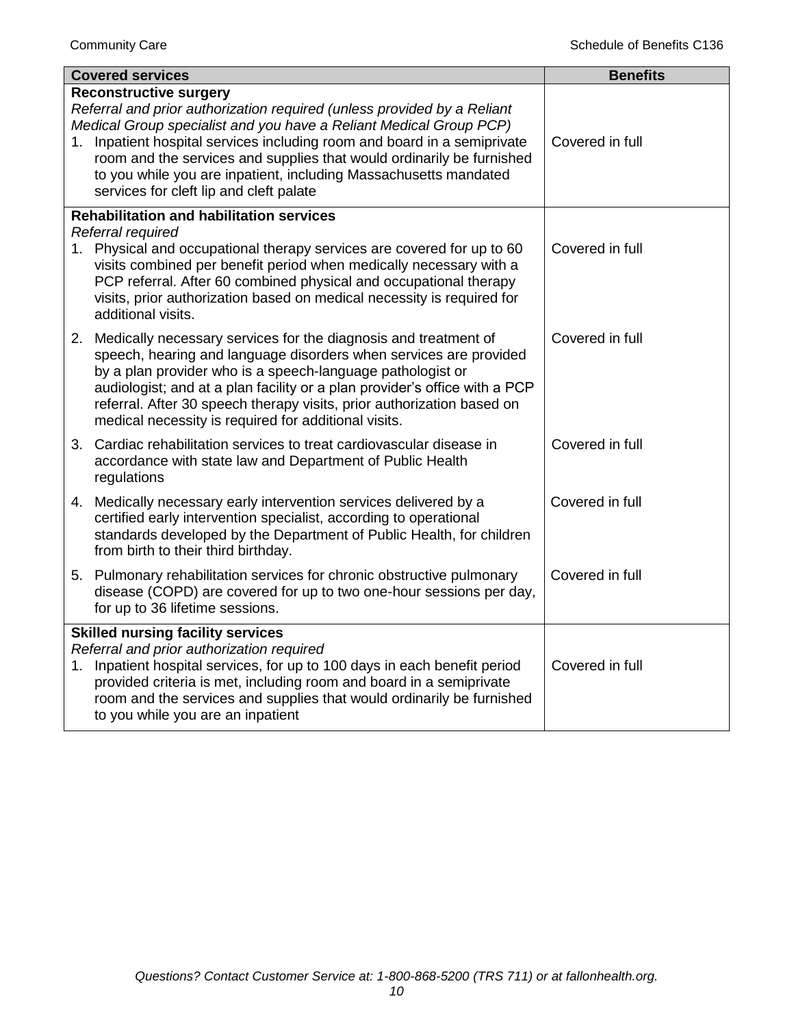| Covered services | Benefits |
|---|---|
| **Reconstructive surgery**<br>*Referral and prior authorization required (unless provided by a Reliant Medical Group specialist and you have a Reliant Medical Group PCP)*<br>1. Inpatient hospital services including room and board in a semiprivate room and the services and supplies that would ordinarily be furnished to you while you are inpatient, including Massachusetts mandated services for cleft lip and cleft palate | Covered in full |
| **Rehabilitation and habilitation services**<br>*Referral required*<br>1. Physical and occupational therapy services are covered for up to 60 visits combined per benefit period when medically necessary with a PCP referral. After 60 combined physical and occupational therapy visits, prior authorization based on medical necessity is required for additional visits. | Covered in full |
| 2. Medically necessary services for the diagnosis and treatment of speech, hearing and language disorders when services are provided by a plan provider who is a speech-language pathologist or audiologist; and at a plan facility or a plan provider's office with a PCP referral. After 30 speech therapy visits, prior authorization based on medical necessity is required for additional visits. | Covered in full |
| 3. Cardiac rehabilitation services to treat cardiovascular disease in accordance with state law and Department of Public Health regulations | Covered in full |
| 4. Medically necessary early intervention services delivered by a certified early intervention specialist, according to operational standards developed by the Department of Public Health, for children from birth to their third birthday. | Covered in full |
| 5. Pulmonary rehabilitation services for chronic obstructive pulmonary disease (COPD) are covered for up to two one-hour sessions per day, for up to 36 lifetime sessions. | Covered in full |
| **Skilled nursing facility services**<br>*Referral and prior authorization required*<br>1. Inpatient hospital services, for up to 100 days in each benefit period provided criteria is met, including room and board in a semiprivate room and the services and supplies that would ordinarily be furnished to you while you are an inpatient | Covered in full |

*Questions? Contact Customer Service at: 1-800-868-5200 (TRS 711) or at fallonhealth.org.*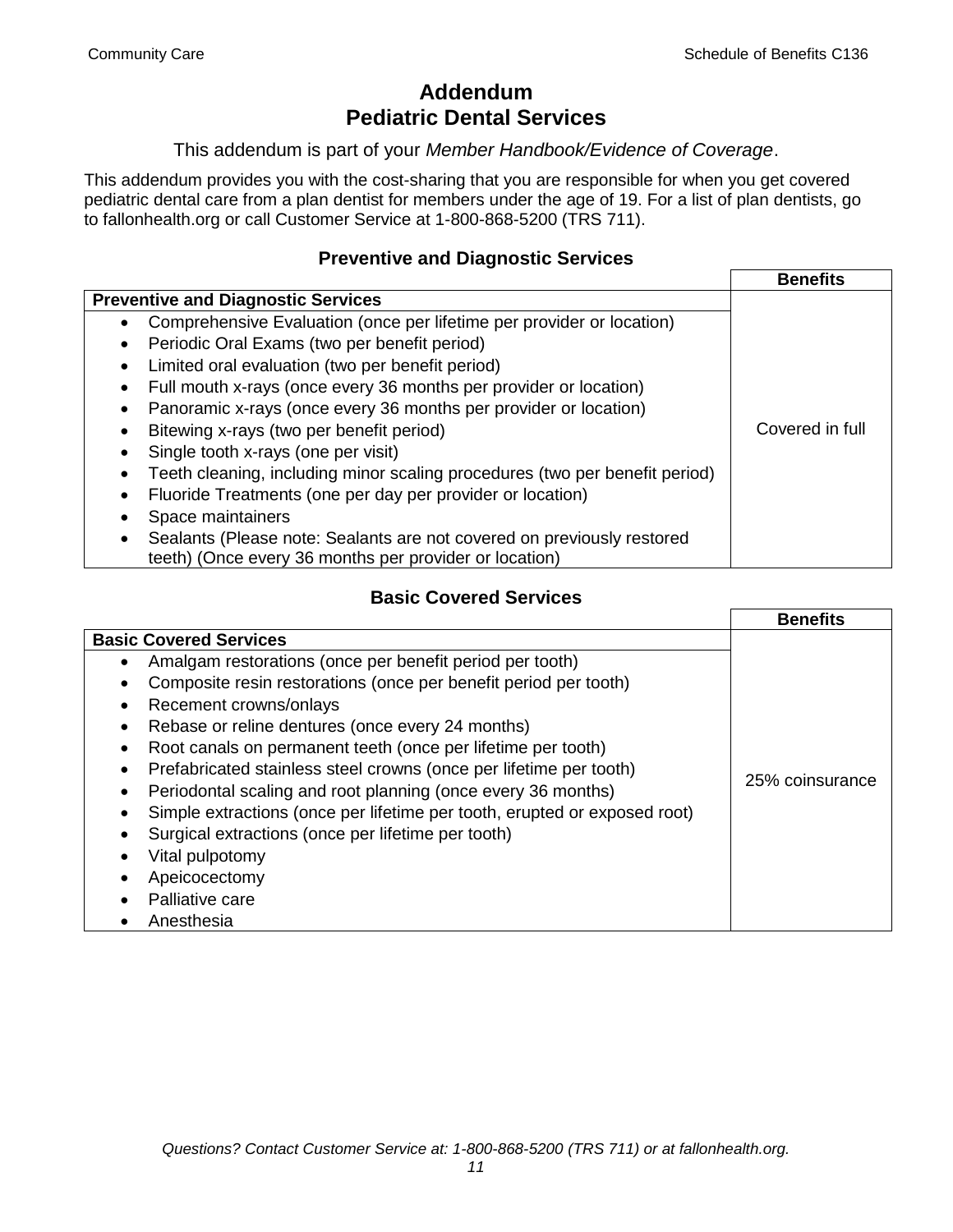# Addendum
# Pediatric Dental Services

This addendum is part of your *Member Handbook/Evidence of Coverage*.

This addendum provides you with the cost-sharing that you are responsible for when you get covered pediatric dental care from a plan dentist for members under the age of 19. For a list of plan dentists, go to fallonhealth.org or call Customer Service at 1-800-868-5200 (TRS 711).

### Preventive and Diagnostic Services

| **Preventive and Diagnostic Services** | **Benefits** |
|---|---|
| • Comprehensive Evaluation (once per lifetime per provider or location)<br>• Periodic Oral Exams (two per benefit period)<br>• Limited oral evaluation (two per benefit period)<br>• Full mouth x-rays (once every 36 months per provider or location)<br>• Panoramic x-rays (once every 36 months per provider or location)<br>• Bitewing x-rays (two per benefit period)<br>• Single tooth x-rays (one per visit)<br>• Teeth cleaning, including minor scaling procedures (two per benefit period)<br>• Fluoride Treatments (one per day per provider or location)<br>• Space maintainers<br>• Sealants (Please note: Sealants are not covered on previously restored teeth) (Once every 36 months per provider or location) | Covered in full |

### Basic Covered Services

| **Basic Covered Services** | **Benefits** |
|---|---|
| • Amalgam restorations (once per benefit period per tooth)<br>• Composite resin restorations (once per benefit period per tooth)<br>• Recement crowns/onlays<br>• Rebase or reline dentures (once every 24 months)<br>• Root canals on permanent teeth (once per lifetime per tooth)<br>• Prefabricated stainless steel crowns (once per lifetime per tooth)<br>• Periodontal scaling and root planning (once every 36 months)<br>• Simple extractions (once per lifetime per tooth, erupted or exposed root)<br>• Surgical extractions (once per lifetime per tooth)<br>• Vital pulpotomy<br>• Apeicocectomy<br>• Palliative care<br>• Anesthesia | 25% coinsurance |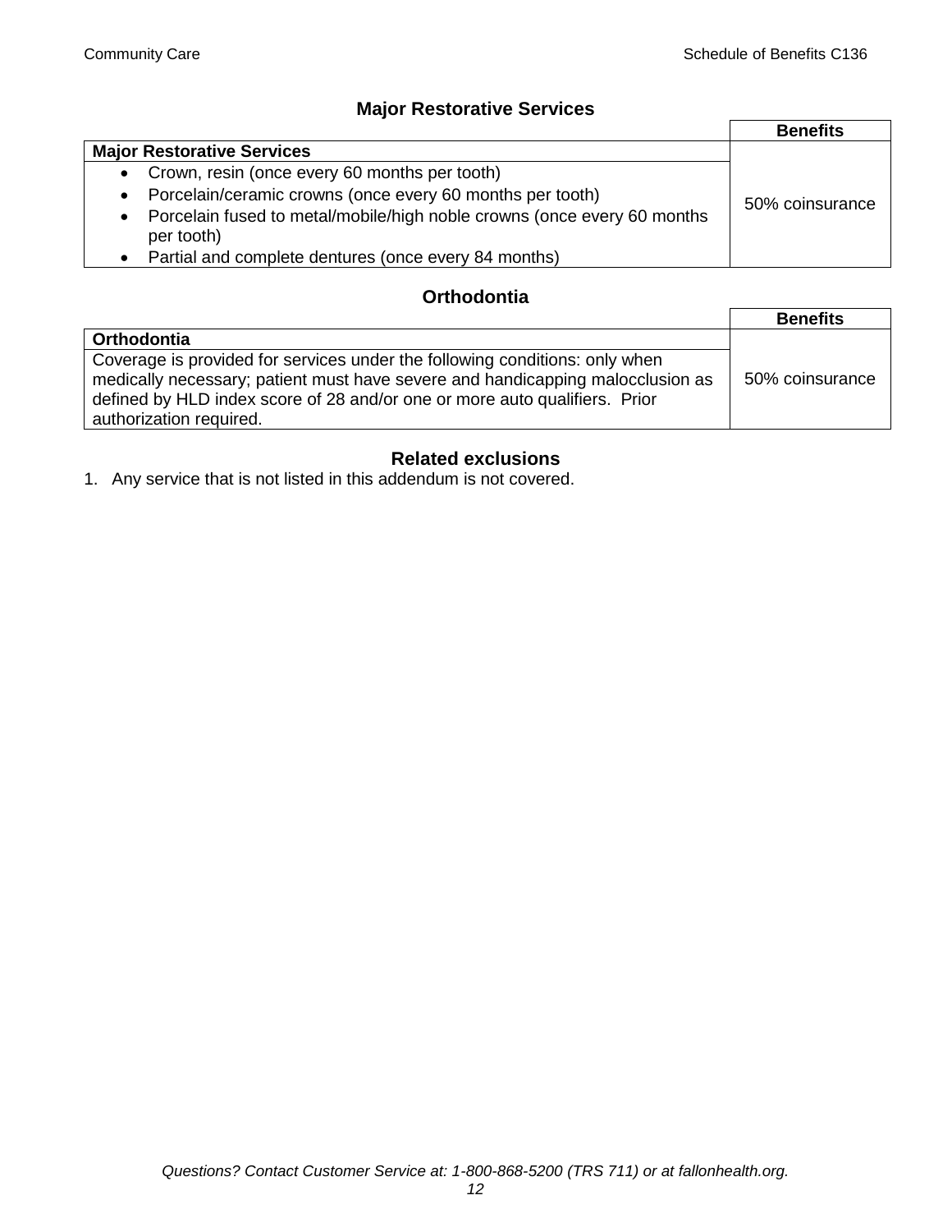## Major Restorative Services

| | Benefits |
|---|---|
| **Major Restorative Services** | 50% coinsurance |
| • Crown, resin (once every 60 months per tooth)<br>• Porcelain/ceramic crowns (once every 60 months per tooth)<br>• Porcelain fused to metal/mobile/high noble crowns (once every 60 months per tooth)<br>• Partial and complete dentures (once every 84 months) | |

## Orthodontia

| | Benefits |
|---|---|
| **Orthodontia** | 50% coinsurance |
| Coverage is provided for services under the following conditions: only when medically necessary; patient must have severe and handicapping malocclusion as defined by HLD index score of 28 and/or one or more auto qualifiers. Prior authorization required. | |

## Related exclusions

1. Any service that is not listed in this addendum is not covered.

*Questions? Contact Customer Service at: 1-800-868-5200 (TRS 711) or at fallonhealth.org.*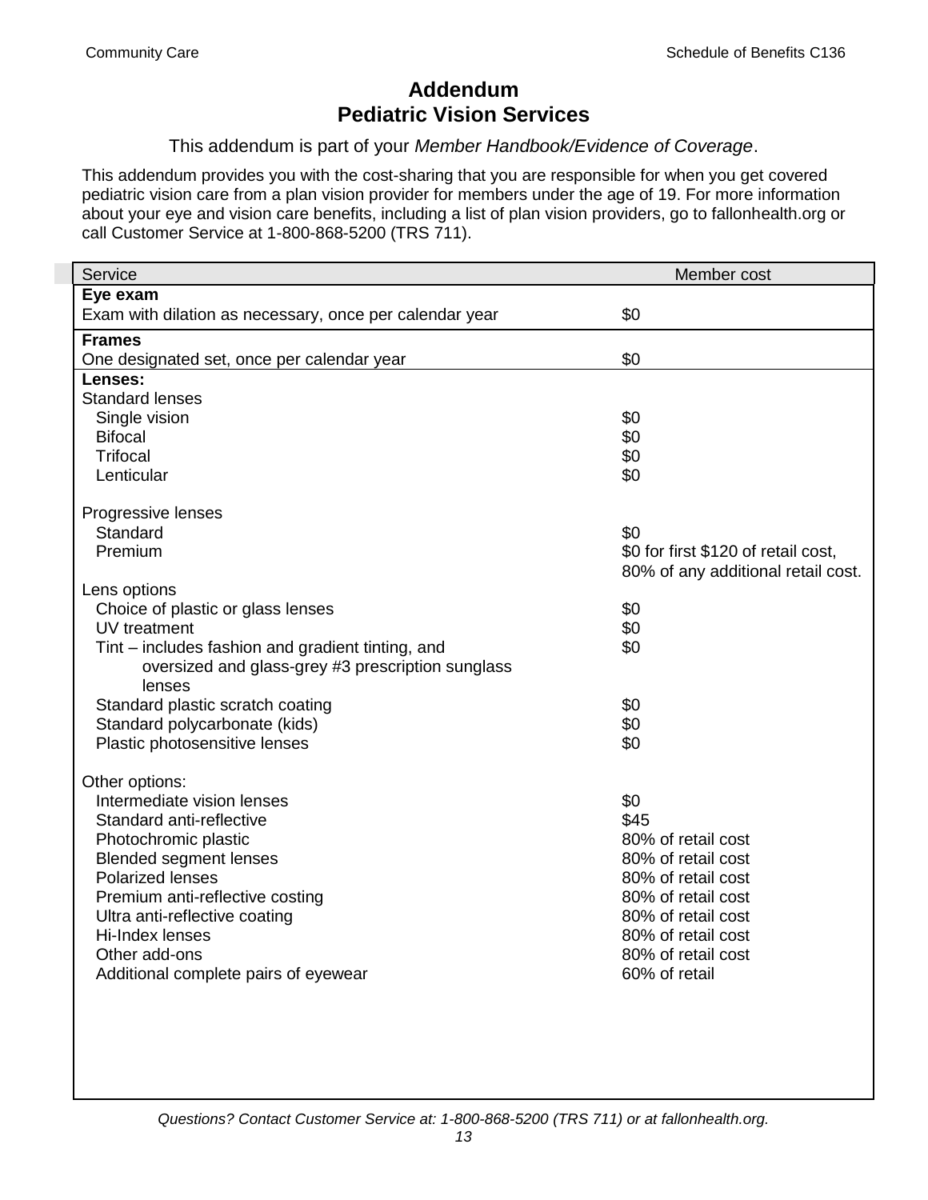# Addendum
# Pediatric Vision Services

This addendum is part of your *Member Handbook/Evidence of Coverage*.

This addendum provides you with the cost-sharing that you are responsible for when you get covered pediatric vision care from a plan vision provider for members under the age of 19. For more information about your eye and vision care benefits, including a list of plan vision providers, go to fallonhealth.org or call Customer Service at 1-800-868-5200 (TRS 711).

| Service | Member cost |
|---|---|
| **Eye exam** | |
| Exam with dilation as necessary, once per calendar year | $0 |
| **Frames** | |
| One designated set, once per calendar year | $0 |
| **Lenses:** | |
| Standard lenses | |
| Single vision | $0 |
| Bifocal | $0 |
| Trifocal | $0 |
| Lenticular | $0 |
| Progressive lenses | |
| Standard | $0 |
| Premium | $0 for first $120 of retail cost, 80% of any additional retail cost. |
| Lens options | |
| Choice of plastic or glass lenses | $0 |
| UV treatment | $0 |
| Tint – includes fashion and gradient tinting, and oversized and glass-grey #3 prescription sunglass lenses | $0 |
| Standard plastic scratch coating | $0 |
| Standard polycarbonate (kids) | $0 |
| Plastic photosensitive lenses | $0 |
| Other options: | |
| Intermediate vision lenses | $0 |
| Standard anti-reflective | $45 |
| Photochromic plastic | 80% of retail cost |
| Blended segment lenses | 80% of retail cost |
| Polarized lenses | 80% of retail cost |
| Premium anti-reflective costing | 80% of retail cost |
| Ultra anti-reflective coating | 80% of retail cost |
| Hi-Index lenses | 80% of retail cost |
| Other add-ons | 80% of retail cost |
| Additional complete pairs of eyewear | 60% of retail |

*Questions? Contact Customer Service at: 1-800-868-5200 (TRS 711) or at fallonhealth.org.*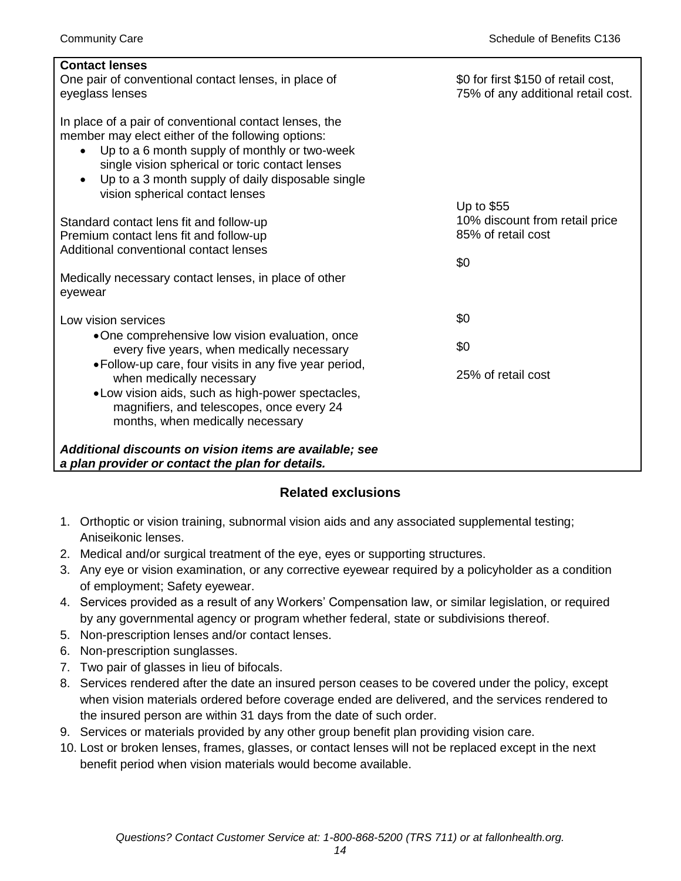| **Contact lenses** | |
|---|---|
| One pair of conventional contact lenses, in place of eyeglass lenses | \$0 for first \$150 of retail cost, 75% of any additional retail cost. |
| In place of a pair of conventional contact lenses, the member may elect either of the following options:<br>• Up to a 6 month supply of monthly or two-week single vision spherical or toric contact lenses<br>• Up to a 3 month supply of daily disposable single vision spherical contact lenses | |
| Standard contact lens fit and follow-up | Up to \$55 |
| Premium contact lens fit and follow-up | 10% discount from retail price |
| Additional conventional contact lenses | 85% of retail cost |
| Medically necessary contact lenses, in place of other eyewear | \$0 |
| Low vision services | |
| • One comprehensive low vision evaluation, once every five years, when medically necessary | \$0 |
| • Follow-up care, four visits in any five year period, when medically necessary | \$0 |
| • Low vision aids, such as high-power spectacles, magnifiers, and telescopes, once every 24 months, when medically necessary | 25% of retail cost |
| ***Additional discounts on vision items are available; see a plan provider or contact the plan for details.*** | |

## Related exclusions

1. Orthoptic or vision training, subnormal vision aids and any associated supplemental testing; Aniseikonic lenses.
2. Medical and/or surgical treatment of the eye, eyes or supporting structures.
3. Any eye or vision examination, or any corrective eyewear required by a policyholder as a condition of employment; Safety eyewear.
4. Services provided as a result of any Workers' Compensation law, or similar legislation, or required by any governmental agency or program whether federal, state or subdivisions thereof.
5. Non-prescription lenses and/or contact lenses.
6. Non-prescription sunglasses.
7. Two pair of glasses in lieu of bifocals.
8. Services rendered after the date an insured person ceases to be covered under the policy, except when vision materials ordered before coverage ended are delivered, and the services rendered to the insured person are within 31 days from the date of such order.
9. Services or materials provided by any other group benefit plan providing vision care.
10. Lost or broken lenses, frames, glasses, or contact lenses will not be replaced except in the next benefit period when vision materials would become available.

*Questions? Contact Customer Service at: 1-800-868-5200 (TRS 711) or at fallonhealth.org.*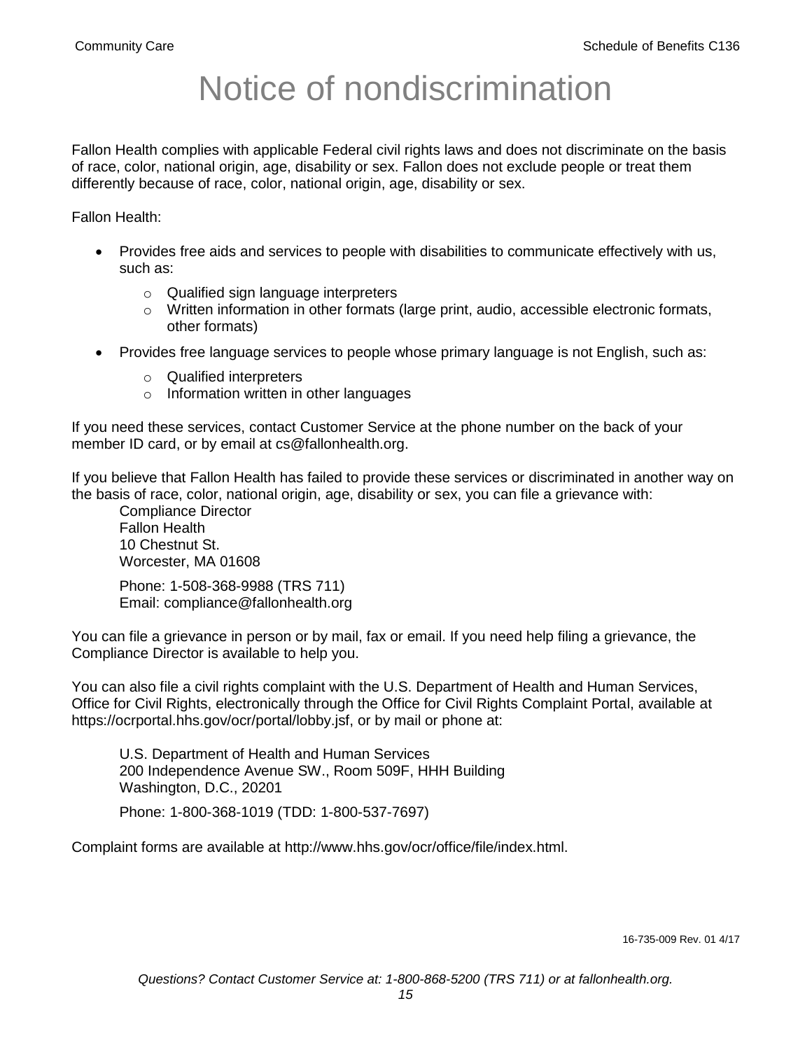# Notice of nondiscrimination

Fallon Health complies with applicable Federal civil rights laws and does not discriminate on the basis of race, color, national origin, age, disability or sex. Fallon does not exclude people or treat them differently because of race, color, national origin, age, disability or sex.

Fallon Health:

- Provides free aids and services to people with disabilities to communicate effectively with us, such as:
  - Qualified sign language interpreters
  - Written information in other formats (large print, audio, accessible electronic formats, other formats)
- Provides free language services to people whose primary language is not English, such as:
  - Qualified interpreters
  - Information written in other languages

If you need these services, contact Customer Service at the phone number on the back of your member ID card, or by email at cs@fallonhealth.org.

If you believe that Fallon Health has failed to provide these services or discriminated in another way on the basis of race, color, national origin, age, disability or sex, you can file a grievance with:

Compliance Director
Fallon Health
10 Chestnut St.
Worcester, MA 01608

Phone: 1-508-368-9988 (TRS 711)
Email: compliance@fallonhealth.org

You can file a grievance in person or by mail, fax or email. If you need help filing a grievance, the Compliance Director is available to help you.

You can also file a civil rights complaint with the U.S. Department of Health and Human Services, Office for Civil Rights, electronically through the Office for Civil Rights Complaint Portal, available at https://ocrportal.hhs.gov/ocr/portal/lobby.jsf, or by mail or phone at:

U.S. Department of Health and Human Services
200 Independence Avenue SW., Room 509F, HHH Building
Washington, D.C., 20201

Phone: 1-800-368-1019 (TDD: 1-800-537-7697)

Complaint forms are available at http://www.hhs.gov/ocr/office/file/index.html.

16-735-009 Rev. 01 4/17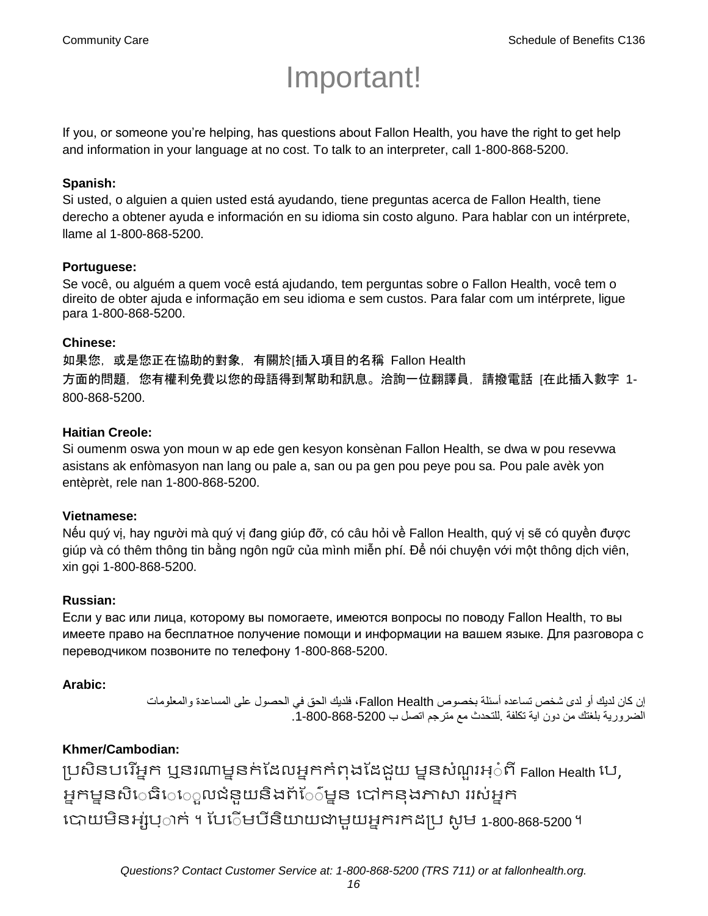# Important!

If you, or someone you're helping, has questions about Fallon Health, you have the right to get help and information in your language at no cost. To talk to an interpreter, call 1-800-868-5200.

**Spanish:**
Si usted, o alguien a quien usted está ayudando, tiene preguntas acerca de Fallon Health, tiene derecho a obtener ayuda e información en su idioma sin costo alguno. Para hablar con un intérprete, llame al 1-800-868-5200.

**Portuguese:**
Se você, ou alguém a quem você está ajudando, tem perguntas sobre o Fallon Health, você tem o direito de obter ajuda e informação em seu idioma e sem custos. Para falar com um intérprete, ligue para 1-800-868-5200.

**Chinese:**
如果您，或是您正在協助的對象，有關於[插入項目的名稱 Fallon Health 方面的問題，您有權利免費以您的母語得到幫助和訊息。洽詢一位翻譯員，請撥電話 [在此插入數字 1-800-868-5200.

**Haitian Creole:**
Si oumenm oswa yon moun w ap ede gen kesyon konsènan Fallon Health, se dwa w pou resevwa asistans ak enfòmasyon nan lang ou pale a, san ou pa gen pou peye pou sa. Pou pale avèk yon entèprèt, rele nan 1-800-868-5200.

**Vietnamese:**
Nếu quý vị, hay người mà quý vị đang giúp đỡ, có câu hỏi về Fallon Health, quý vị sẽ có quyền được giúp và có thêm thông tin bằng ngôn ngữ của mình miễn phí. Để nói chuyện với một thông dịch viên, xin gọi 1-800-868-5200.

**Russian:**
Если у вас или лица, которому вы помогаете, имеются вопросы по поводу Fallon Health, то вы имеете право на бесплатное получение помощи и информации на вашем языке. Для разговора с переводчиком позвоните по телефону 1-800-868-5200.

**Arabic:**
إن كان لديك أو لدى شخص تساعده أسئلة بخصوص Fallon Health، فلديك الحق في الحصول على المساعدة والمعلومات الضرورية بلغتك من دون اية تكلفة .للتحدث مع مترجم اتصل ب 1-800-868-5200.

**Khmer/Cambodian:**
ប្រសិនបរើអ្នក ឬនរណាម្នាក់ដែលអ្នកកំពុងដែជួយ ម្នានសំណួរអ្ំពី Fallon Health បេ, អ្នកម្នានសិេធិេេួលជំនួយនិងព័េ៌ម្នាន បៅកនុងភាសា ររស់អ្នក បោយមិនអ្ស់បុ្ាក់ ។ បែេើមបីនិយាយជាមួយអ្នករកដប្រ សូម 1-800-868-5200 ។

*Questions? Contact Customer Service at: 1-800-868-5200 (TRS 711) or at fallonhealth.org.*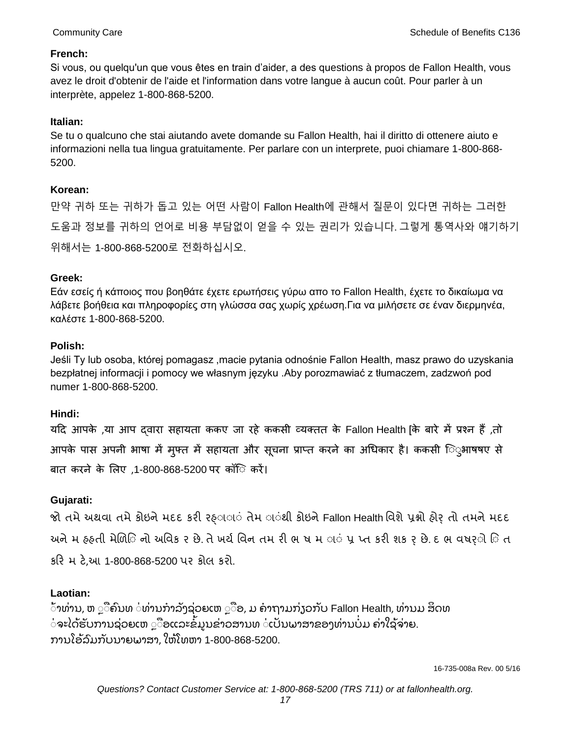**French:**
Si vous, ou quelqu'un que vous êtes en train d'aider, a des questions à propos de Fallon Health, vous avez le droit d'obtenir de l'aide et l'information dans votre langue à aucun coût. Pour parler à un interprète, appelez 1-800-868-5200.

**Italian:**
Se tu o qualcuno che stai aiutando avete domande su Fallon Health, hai il diritto di ottenere aiuto e informazioni nella tua lingua gratuitamente. Per parlare con un interprete, puoi chiamare 1-800-868-5200.

**Korean:**
만약 귀하 또는 귀하가 돕고 있는 어떤 사람이 Fallon Health에 관해서 질문이 있다면 귀하는 그러한 도움과 정보를 귀하의 언어로 비용 부담없이 얻을 수 있는 권리가 있습니다. 그렇게 통역사와 얘기하기 위해서는 1-800-868-5200로 전화하십시오.

**Greek:**
Εάν εσείς ή κάποιος που βοηθάτε έχετε ερωτήσεις γύρω απο το Fallon Health, έχετε το δικαίωμα να λάβετε βοήθεια και πληροφορίες στη γλώσσα σας χωρίς χρέωση.Για να μιλήσετε σε έναν διερμηνέα, καλέστε 1-800-868-5200.

**Polish:**
Jeśli Ty lub osoba, której pomagasz ,macie pytania odnośnie Fallon Health, masz prawo do uzyskania bezpłatnej informacji i pomocy we własnym języku .Aby porozmawiać z tłumaczem, zadzwoń pod numer 1-800-868-5200.

**Hindi:**
यदि आपके ,या आप द्वारा सहायता ककए जा रहे ककसी व्यक्तत के Fallon Health [के बारे में प्रश्न हैं ,तो आपके पास अपनी भाषा में मुफ्त में सहायता और सूचना प्राप्त करने का अधिकार है। ककसी िुभाषषए से बात करने के लिए ,1-800-868-5200 पर कॉि करें।

**Gujarati:**
જો તમે અથવા તમે કોઇને મદદ કરી રહ્યાં તેમ ાંથી કોઇને Fallon Health વિશે પ્રશ્નો હોર્ તો તમને મદદ અને મ હહતી મેળિિ નો અવિક ર છે. તે ખર્ચ વિન તમ રી ભ ષ મ ાં પ્ર પ્ત કરી શક ર્ છે. દ ભ વષર્ો િ ત કરિ મ ટે,આ 1-800-868-5200 પર કોલ કરો.

**Laotian:**
ຖ້າທ່ານ, ຫ ຼືຄົນທ ່ທ່ານກໍາລັງຊ່ວຍເຫ ຼືອ, ມ ຄໍາຖາມກ່ຽວກັບ Fallon Health, ທ່ານມ ສິດທ ່ຈະໄດ້ຮັບການຊ່ວຍເຫ ຼືອແລະຂໍ້ມູນຂ່າວສານທ ່ເປັນພາສາຂອງທ່ານບໍ່ມ ຄ່າໃຊ້ຈ່າຍ. ການໂອ້ລົມກັບນາຍພາສາ, ໃຫ້ໂທຫາ 1-800-868-5200.

16-735-008a Rev. 00 5/16

*Questions? Contact Customer Service at: 1-800-868-5200 (TRS 711) or at fallonhealth.org.*